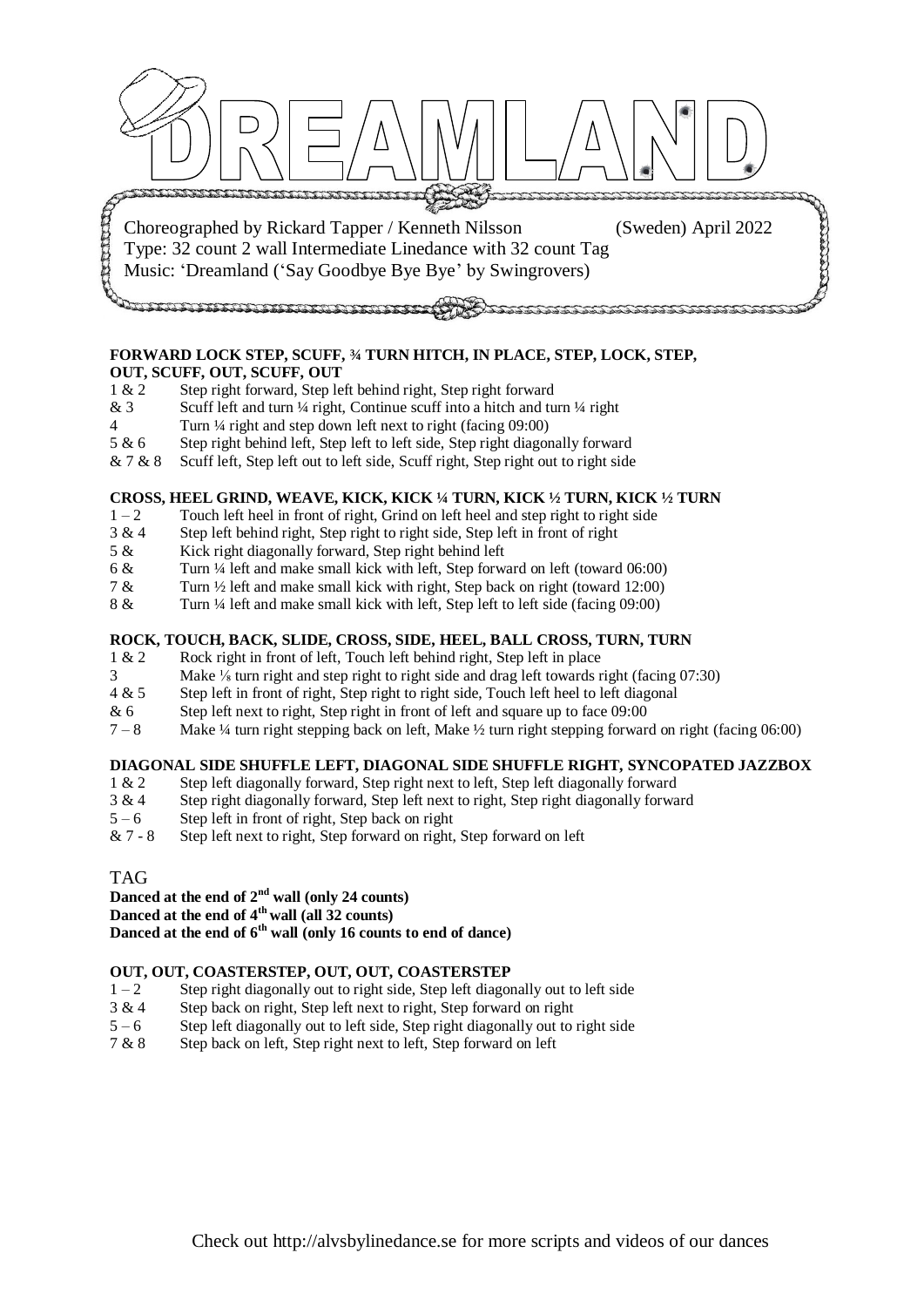# DREAMLAND

Choreographed by Rickard Tapper / Kenneth Nilsson (Sweden) April 2022
Type: 32 count 2 wall Intermediate Linedance with 32 count Tag
Music: 'Dreamland ('Say Goodbye Bye Bye' by Swingrovers)

**FORWARD LOCK STEP, SCUFF, ¾ TURN HITCH, IN PLACE, STEP, LOCK, STEP, OUT, SCUFF, OUT, SCUFF, OUT**

1 & 2 Step right forward, Step left behind right, Step right forward
& 3 Scuff left and turn ¼ right, Continue scuff into a hitch and turn ¼ right
4 Turn ¼ right and step down left next to right (facing 09:00)
5 & 6 Step right behind left, Step left to left side, Step right diagonally forward
& 7 & 8 Scuff left, Step left out to left side, Scuff right, Step right out to right side

**CROSS, HEEL GRIND, WEAVE, KICK, KICK ¼ TURN, KICK ½ TURN, KICK ½ TURN**

1 – 2 Touch left heel in front of right, Grind on left heel and step right to right side
3 & 4 Step left behind right, Step right to right side, Step left in front of right
5 & Kick right diagonally forward, Step right behind left
6 & Turn ¼ left and make small kick with left, Step forward on left (toward 06:00)
7 & Turn ½ left and make small kick with right, Step back on right (toward 12:00)
8 & Turn ¼ left and make small kick with left, Step left to left side (facing 09:00)

**ROCK, TOUCH, BACK, SLIDE, CROSS, SIDE, HEEL, BALL CROSS, TURN, TURN**

1 & 2 Rock right in front of left, Touch left behind right, Step left in place
3 Make ⅛ turn right and step right to right side and drag left towards right (facing 07:30)
4 & 5 Step left in front of right, Step right to right side, Touch left heel to left diagonal
& 6 Step left next to right, Step right in front of left and square up to face 09:00
7 – 8 Make ¼ turn right stepping back on left, Make ½ turn right stepping forward on right (facing 06:00)

**DIAGONAL SIDE SHUFFLE LEFT, DIAGONAL SIDE SHUFFLE RIGHT, SYNCOPATED JAZZBOX**

1 & 2 Step left diagonally forward, Step right next to left, Step left diagonally forward
3 & 4 Step right diagonally forward, Step left next to right, Step right diagonally forward
5 – 6 Step left in front of right, Step back on right
& 7 - 8 Step left next to right, Step forward on right, Step forward on left

## TAG

**Danced at the end of 2nd wall (only 24 counts)**
**Danced at the end of 4th wall (all 32 counts)**
**Danced at the end of 6th wall (only 16 counts to end of dance)**

**OUT, OUT, COASTERSTEP, OUT, OUT, COASTERSTEP**

1 – 2 Step right diagonally out to right side, Step left diagonally out to left side
3 & 4 Step back on right, Step left next to right, Step forward on right
5 – 6 Step left diagonally out to left side, Step right diagonally out to right side
7 & 8 Step back on left, Step right next to left, Step forward on left

Check out http://alvsbylinedance.se for more scripts and videos of our dances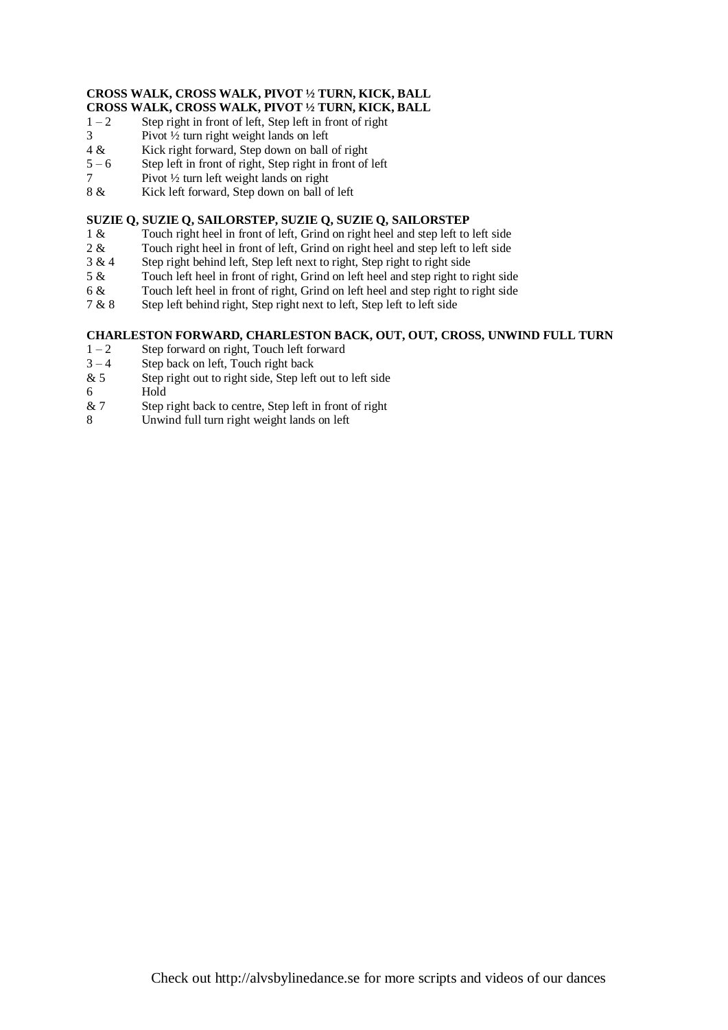**CROSS WALK, CROSS WALK, PIVOT ½ TURN, KICK, BALL**
**CROSS WALK, CROSS WALK, PIVOT ½ TURN, KICK, BALL**

| | |
|---|---|
| 1 – 2 | Step right in front of left, Step left in front of right |
| 3 | Pivot ½ turn right weight lands on left |
| 4 & | Kick right forward, Step down on ball of right |
| 5 – 6 | Step left in front of right, Step right in front of left |
| 7 | Pivot ½ turn left weight lands on right |
| 8 & | Kick left forward, Step down on ball of left |

**SUZIE Q, SUZIE Q, SAILORSTEP, SUZIE Q, SUZIE Q, SAILORSTEP**

| | |
|---|---|
| 1 & | Touch right heel in front of left, Grind on right heel and step left to left side |
| 2 & | Touch right heel in front of left, Grind on right heel and step left to left side |
| 3 & 4 | Step right behind left, Step left next to right, Step right to right side |
| 5 & | Touch left heel in front of right, Grind on left heel and step right to right side |
| 6 & | Touch left heel in front of right, Grind on left heel and step right to right side |
| 7 & 8 | Step left behind right, Step right next to left, Step left to left side |

**CHARLESTON FORWARD, CHARLESTON BACK, OUT, OUT, CROSS, UNWIND FULL TURN**

| | |
|---|---|
| 1 – 2 | Step forward on right, Touch left forward |
| 3 – 4 | Step back on left, Touch right back |
| & 5 | Step right out to right side, Step left out to left side |
| 6 | Hold |
| & 7 | Step right back to centre, Step left in front of right |
| 8 | Unwind full turn right weight lands on left |

Check out http://alvsbylinedance.se for more scripts and videos of our dances